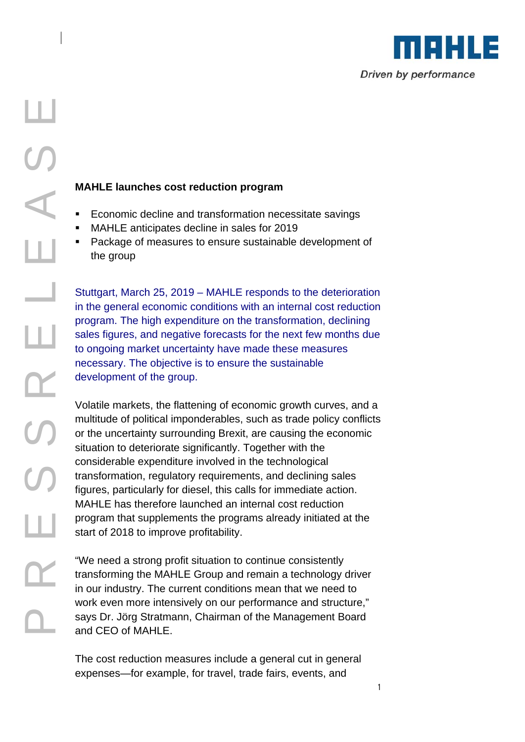# MAHLE launches cost reduction program

- Economic decline and transformation necessitate savings
- MAHLE anticipates decline in sales for 2019
- Package of measures to ensure sustainable development of the group

Stuttgart, March 25, 2019 – MAHLE responds to the deterioration in the general economic conditions with an internal cost reduction program. The high expenditure on the transformation, declining sales figures, and negative forecasts for the next few months due to ongoing market uncertainty have made these measures necessary. The objective is to ensure the sustainable development of the group.

Volatile markets, the flattening of economic growth curves, and a multitude of political imponderables, such as trade policy conflicts or the uncertainty surrounding Brexit, are causing the economic situation to deteriorate significantly. Together with the considerable expenditure involved in the technological transformation, regulatory requirements, and declining sales figures, particularly for diesel, this calls for immediate action. MAHLE has therefore launched an internal cost reduction program that supplements the programs already initiated at the start of 2018 to improve profitability.

"We need a strong profit situation to continue consistently transforming the MAHLE Group and remain a technology driver in our industry. The current conditions mean that we need to work even more intensively on our performance and structure," says Dr. Jörg Stratmann, Chairman of the Management Board and CEO of MAHLE.

The cost reduction measures include a general cut in general expenses—for example, for travel, trade fairs, events, and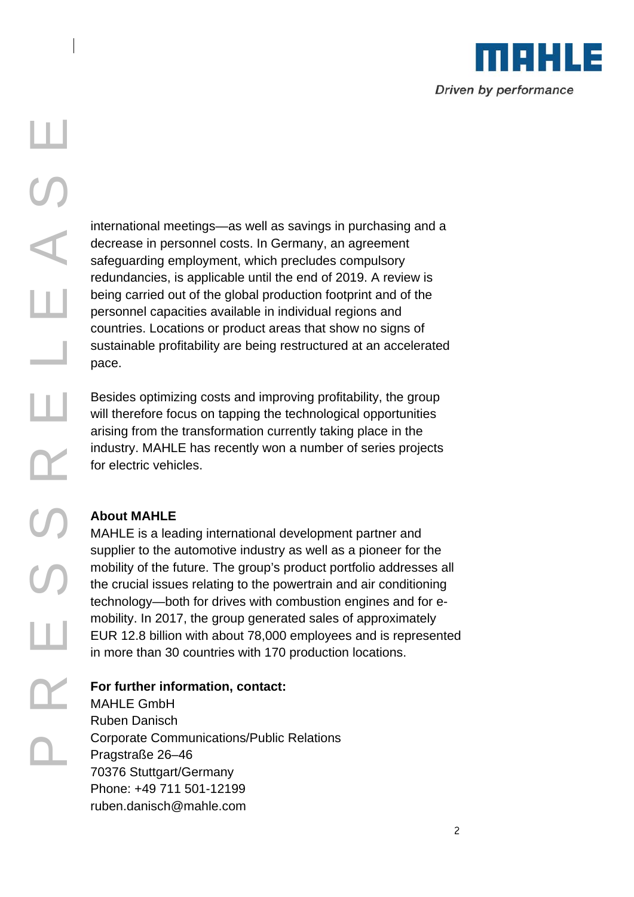international meetings—as well as savings in purchasing and a decrease in personnel costs. In Germany, an agreement safeguarding employment, which precludes compulsory redundancies, is applicable until the end of 2019. A review is being carried out of the global production footprint and of the personnel capacities available in individual regions and countries. Locations or product areas that show no signs of sustainable profitability are being restructured at an accelerated pace.

Besides optimizing costs and improving profitability, the group will therefore focus on tapping the technological opportunities arising from the transformation currently taking place in the industry. MAHLE has recently won a number of series projects for electric vehicles.

**About MAHLE**
MAHLE is a leading international development partner and supplier to the automotive industry as well as a pioneer for the mobility of the future. The group's product portfolio addresses all the crucial issues relating to the powertrain and air conditioning technology—both for drives with combustion engines and for e-mobility. In 2017, the group generated sales of approximately EUR 12.8 billion with about 78,000 employees and is represented in more than 30 countries with 170 production locations.

**For further information, contact:**
MAHLE GmbH
Ruben Danisch
Corporate Communications/Public Relations
Pragstraße 26–46
70376 Stuttgart/Germany
Phone: +49 711 501-12199
ruben.danisch@mahle.com